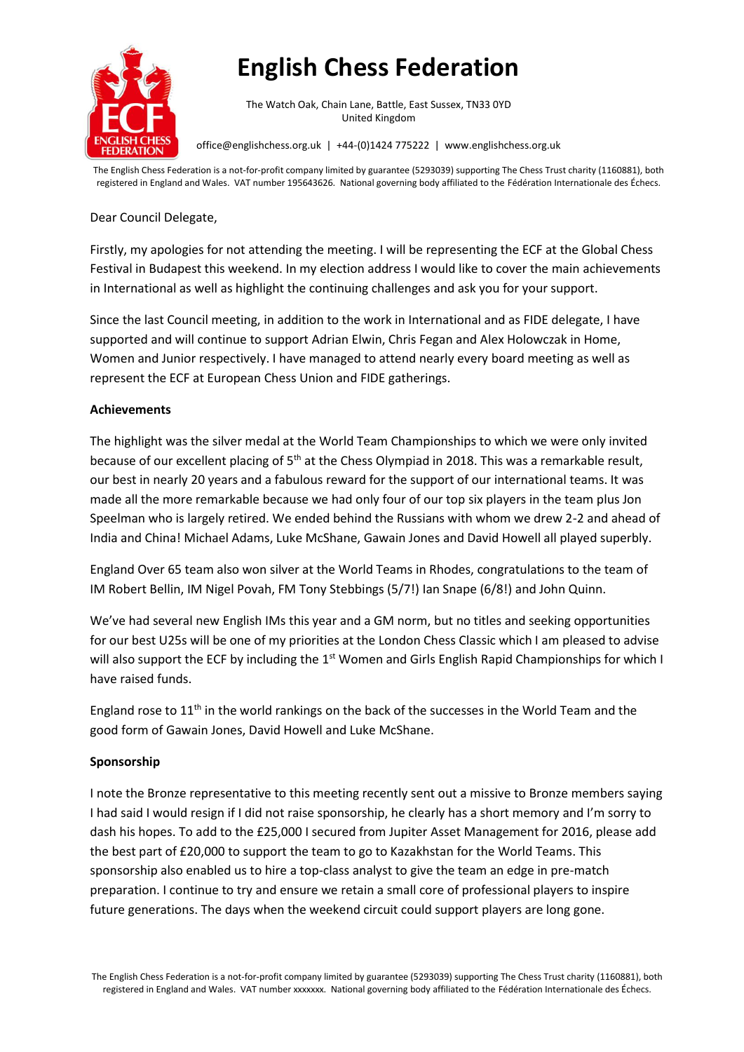# English Chess Federation

The Watch Oak, Chain Lane, Battle, East Sussex, TN33 0YD
United Kingdom

office@englishchess.org.uk | +44-(0)1424 775222 | www.englishchess.org.uk

The English Chess Federation is a not-for-profit company limited by guarantee (5293039) supporting The Chess Trust charity (1160881), both registered in England and Wales. VAT number 195643626. National governing body affiliated to the Fédération Internationale des Échecs.

Dear Council Delegate,

Firstly, my apologies for not attending the meeting. I will be representing the ECF at the Global Chess Festival in Budapest this weekend. In my election address I would like to cover the main achievements in International as well as highlight the continuing challenges and ask you for your support.

Since the last Council meeting, in addition to the work in International and as FIDE delegate, I have supported and will continue to support Adrian Elwin, Chris Fegan and Alex Holowczak in Home, Women and Junior respectively. I have managed to attend nearly every board meeting as well as represent the ECF at European Chess Union and FIDE gatherings.

**Achievements**

The highlight was the silver medal at the World Team Championships to which we were only invited because of our excellent placing of 5th at the Chess Olympiad in 2018. This was a remarkable result, our best in nearly 20 years and a fabulous reward for the support of our international teams. It was made all the more remarkable because we had only four of our top six players in the team plus Jon Speelman who is largely retired. We ended behind the Russians with whom we drew 2-2 and ahead of India and China! Michael Adams, Luke McShane, Gawain Jones and David Howell all played superbly.

England Over 65 team also won silver at the World Teams in Rhodes, congratulations to the team of IM Robert Bellin, IM Nigel Povah, FM Tony Stebbings (5/7!) Ian Snape (6/8!) and John Quinn.

We've had several new English IMs this year and a GM norm, but no titles and seeking opportunities for our best U25s will be one of my priorities at the London Chess Classic which I am pleased to advise will also support the ECF by including the 1st Women and Girls English Rapid Championships for which I have raised funds.

England rose to 11th in the world rankings on the back of the successes in the World Team and the good form of Gawain Jones, David Howell and Luke McShane.

**Sponsorship**

I note the Bronze representative to this meeting recently sent out a missive to Bronze members saying I had said I would resign if I did not raise sponsorship, he clearly has a short memory and I'm sorry to dash his hopes. To add to the £25,000 I secured from Jupiter Asset Management for 2016, please add the best part of £20,000 to support the team to go to Kazakhstan for the World Teams. This sponsorship also enabled us to hire a top-class analyst to give the team an edge in pre-match preparation. I continue to try and ensure we retain a small core of professional players to inspire future generations. The days when the weekend circuit could support players are long gone.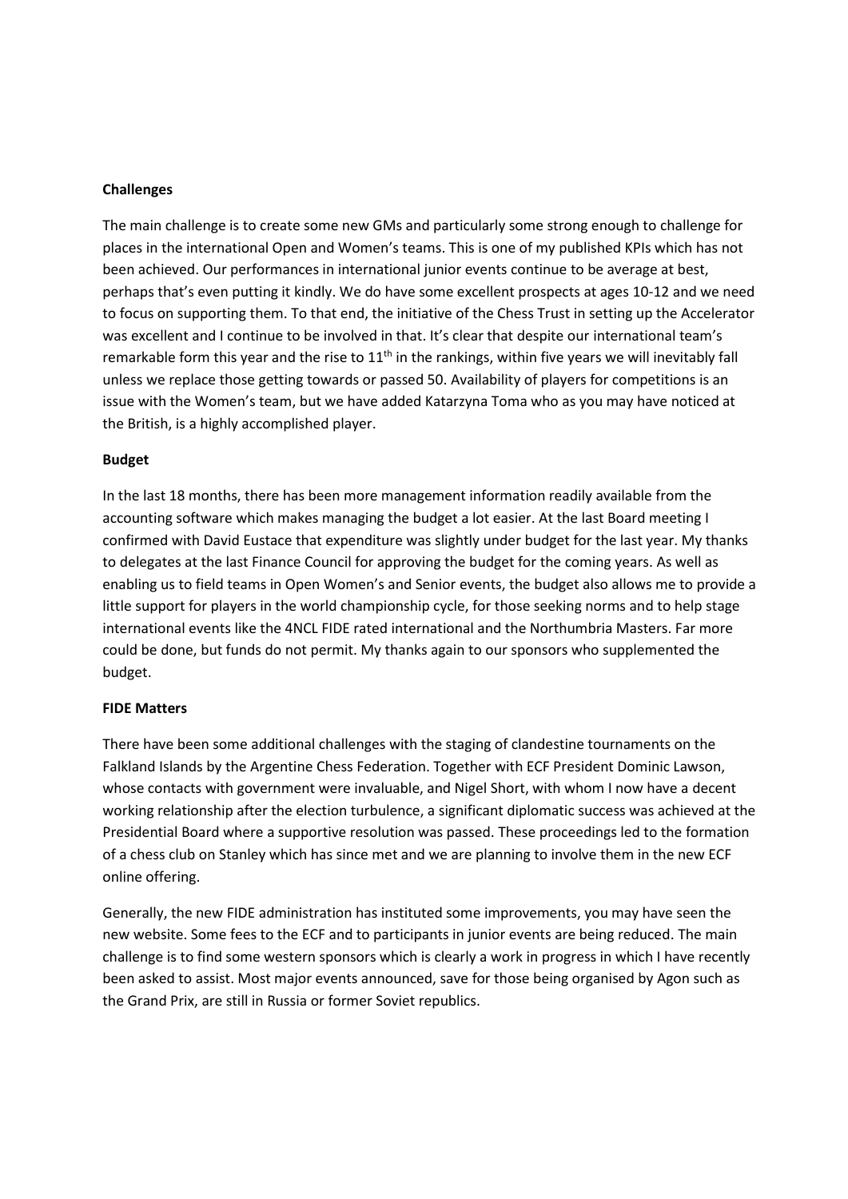**Challenges**

The main challenge is to create some new GMs and particularly some strong enough to challenge for places in the international Open and Women's teams. This is one of my published KPIs which has not been achieved. Our performances in international junior events continue to be average at best, perhaps that's even putting it kindly. We do have some excellent prospects at ages 10-12 and we need to focus on supporting them. To that end, the initiative of the Chess Trust in setting up the Accelerator was excellent and I continue to be involved in that. It's clear that despite our international team's remarkable form this year and the rise to 11th in the rankings, within five years we will inevitably fall unless we replace those getting towards or passed 50. Availability of players for competitions is an issue with the Women's team, but we have added Katarzyna Toma who as you may have noticed at the British, is a highly accomplished player.

**Budget**

In the last 18 months, there has been more management information readily available from the accounting software which makes managing the budget a lot easier. At the last Board meeting I confirmed with David Eustace that expenditure was slightly under budget for the last year. My thanks to delegates at the last Finance Council for approving the budget for the coming years. As well as enabling us to field teams in Open Women's and Senior events, the budget also allows me to provide a little support for players in the world championship cycle, for those seeking norms and to help stage international events like the 4NCL FIDE rated international and the Northumbria Masters. Far more could be done, but funds do not permit. My thanks again to our sponsors who supplemented the budget.

**FIDE Matters**

There have been some additional challenges with the staging of clandestine tournaments on the Falkland Islands by the Argentine Chess Federation. Together with ECF President Dominic Lawson, whose contacts with government were invaluable, and Nigel Short, with whom I now have a decent working relationship after the election turbulence, a significant diplomatic success was achieved at the Presidential Board where a supportive resolution was passed. These proceedings led to the formation of a chess club on Stanley which has since met and we are planning to involve them in the new ECF online offering.

Generally, the new FIDE administration has instituted some improvements, you may have seen the new website. Some fees to the ECF and to participants in junior events are being reduced. The main challenge is to find some western sponsors which is clearly a work in progress in which I have recently been asked to assist. Most major events announced, save for those being organised by Agon such as the Grand Prix, are still in Russia or former Soviet republics.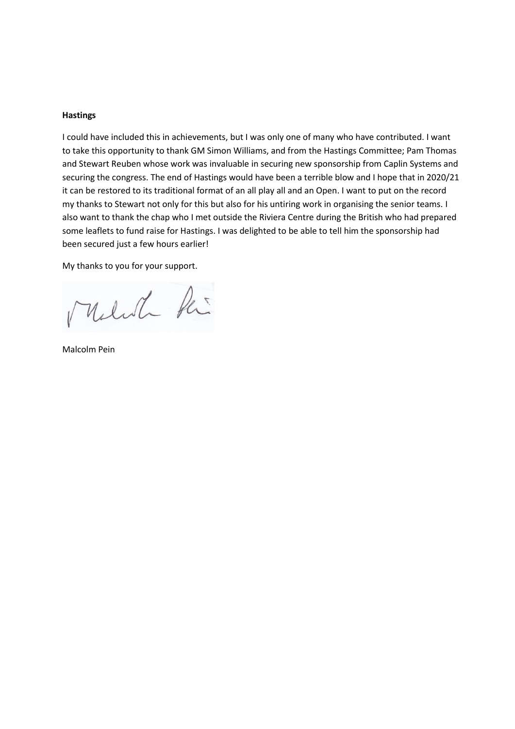**Hastings**

I could have included this in achievements, but I was only one of many who have contributed. I want to take this opportunity to thank GM Simon Williams, and from the Hastings Committee; Pam Thomas and Stewart Reuben whose work was invaluable in securing new sponsorship from Caplin Systems and securing the congress. The end of Hastings would have been a terrible blow and I hope that in 2020/21 it can be restored to its traditional format of an all play all and an Open. I want to put on the record my thanks to Stewart not only for this but also for his untiring work in organising the senior teams. I also want to thank the chap who I met outside the Riviera Centre during the British who had prepared some leaflets to fund raise for Hastings. I was delighted to be able to tell him the sponsorship had been secured just a few hours earlier!

My thanks to you for your support.

Malcolm Pein